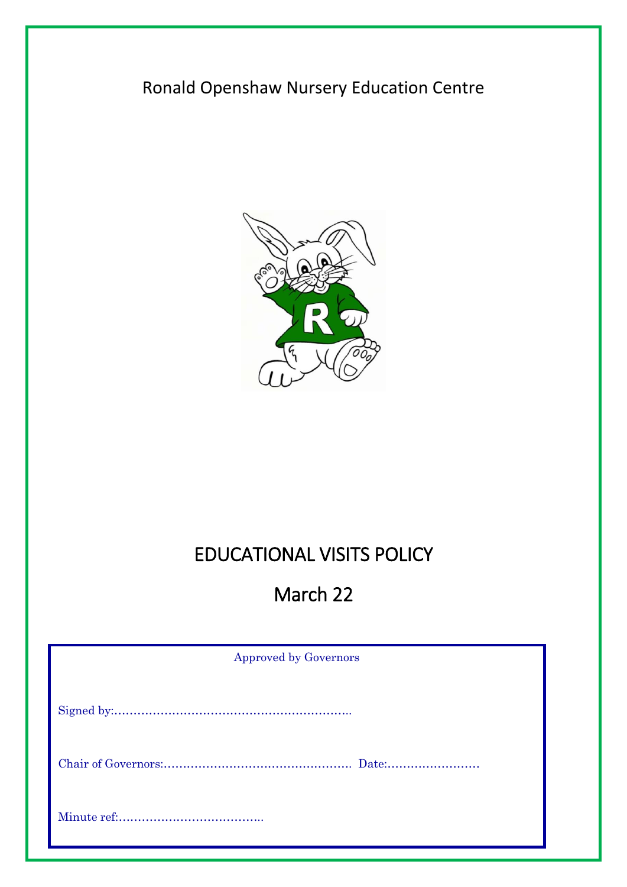Ronald Openshaw Nursery Education Centre

# EDUCATIONAL VISITS POLICY

## March 22

Approved by Governors

Signed by:……………………………………………………..

Chair of Governors:…………………………………………. Date:……………………

Minute ref:………………………………..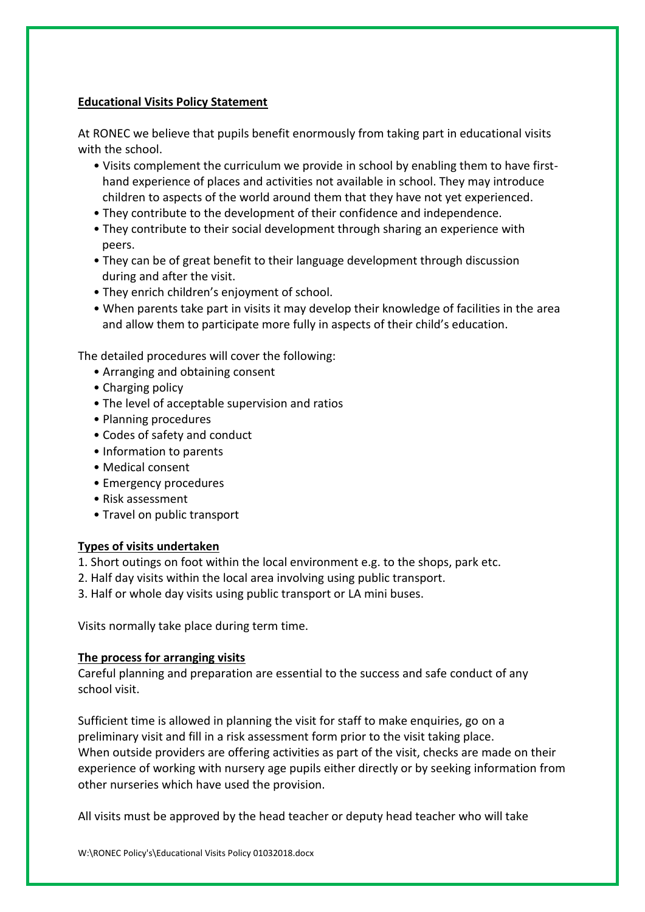**Educational Visits Policy Statement**

At RONEC we believe that pupils benefit enormously from taking part in educational visits with the school.

- Visits complement the curriculum we provide in school by enabling them to have first-hand experience of places and activities not available in school. They may introduce children to aspects of the world around them that they have not yet experienced.
- They contribute to the development of their confidence and independence.
- They contribute to their social development through sharing an experience with peers.
- They can be of great benefit to their language development through discussion during and after the visit.
- They enrich children's enjoyment of school.
- When parents take part in visits it may develop their knowledge of facilities in the area and allow them to participate more fully in aspects of their child's education.

The detailed procedures will cover the following:

- Arranging and obtaining consent
- Charging policy
- The level of acceptable supervision and ratios
- Planning procedures
- Codes of safety and conduct
- Information to parents
- Medical consent
- Emergency procedures
- Risk assessment
- Travel on public transport

**Types of visits undertaken**

1. Short outings on foot within the local environment e.g. to the shops, park etc.
2. Half day visits within the local area involving using public transport.
3. Half or whole day visits using public transport or LA mini buses.

Visits normally take place during term time.

**The process for arranging visits**

Careful planning and preparation are essential to the success and safe conduct of any school visit.

Sufficient time is allowed in planning the visit for staff to make enquiries, go on a preliminary visit and fill in a risk assessment form prior to the visit taking place. When outside providers are offering activities as part of the visit, checks are made on their experience of working with nursery age pupils either directly or by seeking information from other nurseries which have used the provision.

All visits must be approved by the head teacher or deputy head teacher who will take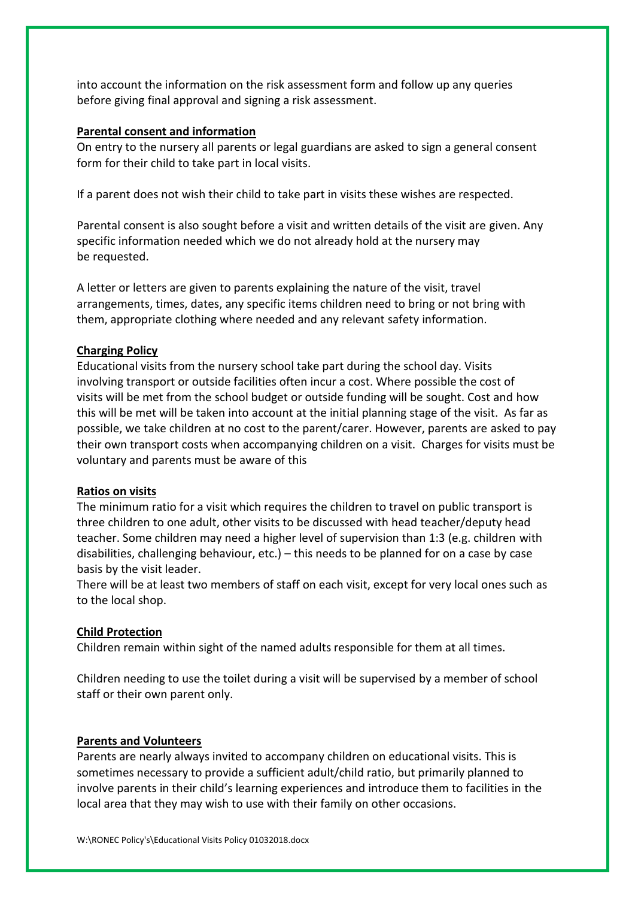into account the information on the risk assessment form and follow up any queries before giving final approval and signing a risk assessment.

## Parental consent and information

On entry to the nursery all parents or legal guardians are asked to sign a general consent form for their child to take part in local visits.

If a parent does not wish their child to take part in visits these wishes are respected.

Parental consent is also sought before a visit and written details of the visit are given. Any specific information needed which we do not already hold at the nursery may be requested.

A letter or letters are given to parents explaining the nature of the visit, travel arrangements, times, dates, any specific items children need to bring or not bring with them, appropriate clothing where needed and any relevant safety information.

## Charging Policy

Educational visits from the nursery school take part during the school day. Visits involving transport or outside facilities often incur a cost. Where possible the cost of visits will be met from the school budget or outside funding will be sought. Cost and how this will be met will be taken into account at the initial planning stage of the visit. As far as possible, we take children at no cost to the parent/carer. However, parents are asked to pay their own transport costs when accompanying children on a visit. Charges for visits must be voluntary and parents must be aware of this

## Ratios on visits

The minimum ratio for a visit which requires the children to travel on public transport is three children to one adult, other visits to be discussed with head teacher/deputy head teacher. Some children may need a higher level of supervision than 1:3 (e.g. children with disabilities, challenging behaviour, etc.) – this needs to be planned for on a case by case basis by the visit leader.
There will be at least two members of staff on each visit, except for very local ones such as to the local shop.

## Child Protection

Children remain within sight of the named adults responsible for them at all times.

Children needing to use the toilet during a visit will be supervised by a member of school staff or their own parent only.

## Parents and Volunteers

Parents are nearly always invited to accompany children on educational visits. This is sometimes necessary to provide a sufficient adult/child ratio, but primarily planned to involve parents in their child's learning experiences and introduce them to facilities in the local area that they may wish to use with their family on other occasions.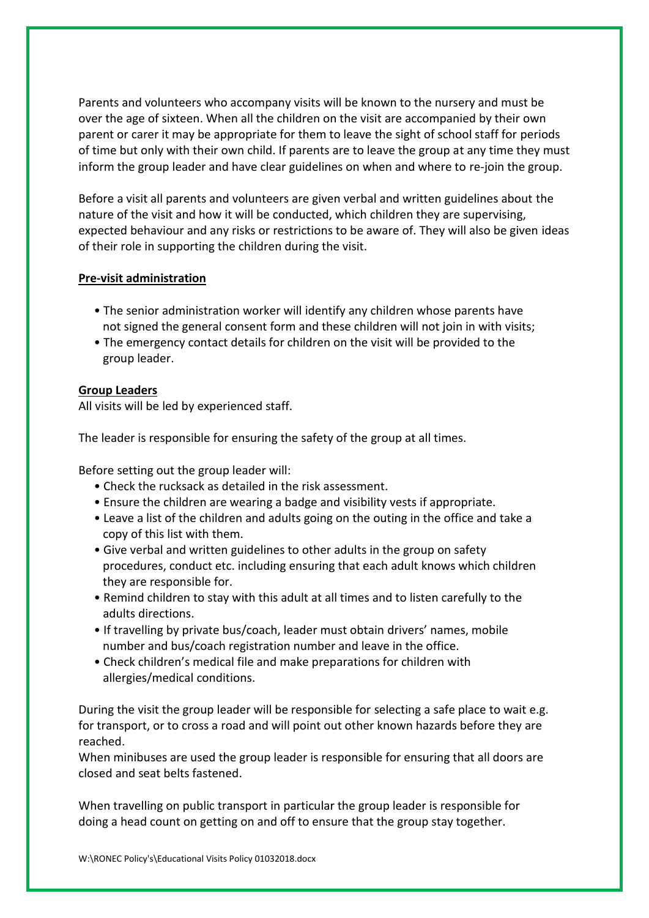Parents and volunteers who accompany visits will be known to the nursery and must be over the age of sixteen. When all the children on the visit are accompanied by their own parent or carer it may be appropriate for them to leave the sight of school staff for periods of time but only with their own child. If parents are to leave the group at any time they must inform the group leader and have clear guidelines on when and where to re-join the group.

Before a visit all parents and volunteers are given verbal and written guidelines about the nature of the visit and how it will be conducted, which children they are supervising, expected behaviour and any risks or restrictions to be aware of. They will also be given ideas of their role in supporting the children during the visit.

**Pre-visit administration**

- The senior administration worker will identify any children whose parents have not signed the general consent form and these children will not join in with visits;
- The emergency contact details for children on the visit will be provided to the group leader.

**Group Leaders**

All visits will be led by experienced staff.

The leader is responsible for ensuring the safety of the group at all times.

Before setting out the group leader will:

- Check the rucksack as detailed in the risk assessment.
- Ensure the children are wearing a badge and visibility vests if appropriate.
- Leave a list of the children and adults going on the outing in the office and take a copy of this list with them.
- Give verbal and written guidelines to other adults in the group on safety procedures, conduct etc. including ensuring that each adult knows which children they are responsible for.
- Remind children to stay with this adult at all times and to listen carefully to the adults directions.
- If travelling by private bus/coach, leader must obtain drivers' names, mobile number and bus/coach registration number and leave in the office.
- Check children's medical file and make preparations for children with allergies/medical conditions.

During the visit the group leader will be responsible for selecting a safe place to wait e.g. for transport, or to cross a road and will point out other known hazards before they are reached.

When minibuses are used the group leader is responsible for ensuring that all doors are closed and seat belts fastened.

When travelling on public transport in particular the group leader is responsible for doing a head count on getting on and off to ensure that the group stay together.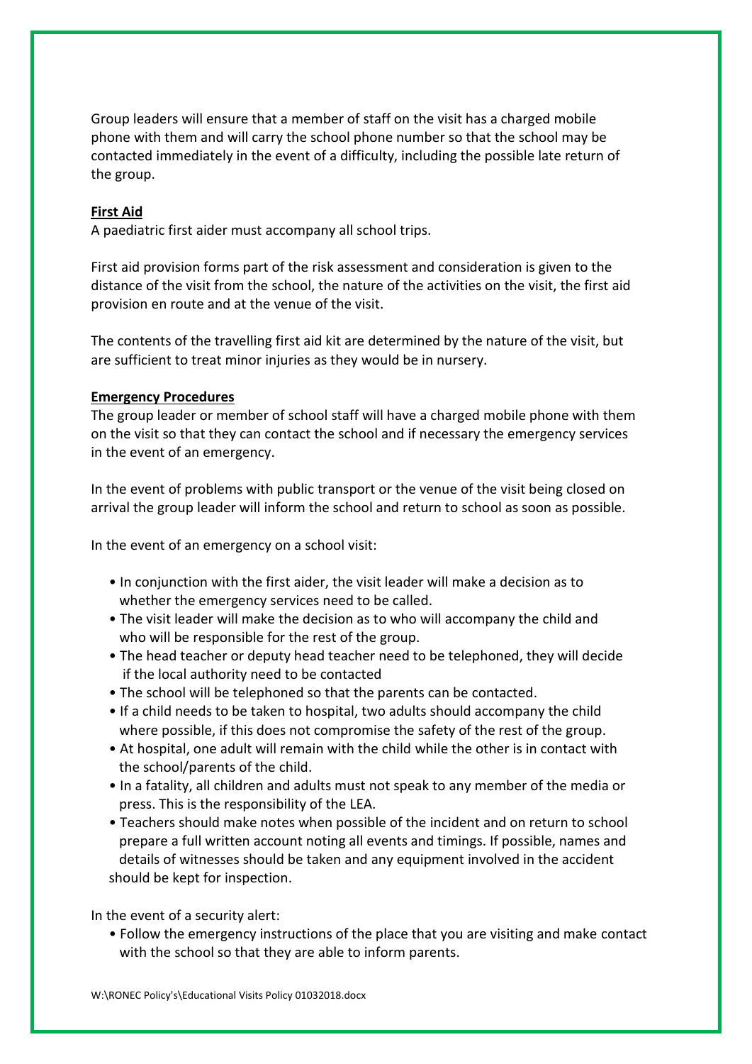Group leaders will ensure that a member of staff on the visit has a charged mobile phone with them and will carry the school phone number so that the school may be contacted immediately in the event of a difficulty, including the possible late return of the group.

**First Aid**

A paediatric first aider must accompany all school trips.

First aid provision forms part of the risk assessment and consideration is given to the distance of the visit from the school, the nature of the activities on the visit, the first aid provision en route and at the venue of the visit.

The contents of the travelling first aid kit are determined by the nature of the visit, but are sufficient to treat minor injuries as they would be in nursery.

**Emergency Procedures**

The group leader or member of school staff will have a charged mobile phone with them on the visit so that they can contact the school and if necessary the emergency services in the event of an emergency.

In the event of problems with public transport or the venue of the visit being closed on arrival the group leader will inform the school and return to school as soon as possible.

In the event of an emergency on a school visit:

- In conjunction with the first aider, the visit leader will make a decision as to whether the emergency services need to be called.
- The visit leader will make the decision as to who will accompany the child and who will be responsible for the rest of the group.
- The head teacher or deputy head teacher need to be telephoned, they will decide if the local authority need to be contacted
- The school will be telephoned so that the parents can be contacted.
- If a child needs to be taken to hospital, two adults should accompany the child where possible, if this does not compromise the safety of the rest of the group.
- At hospital, one adult will remain with the child while the other is in contact with the school/parents of the child.
- In a fatality, all children and adults must not speak to any member of the media or press. This is the responsibility of the LEA.
- Teachers should make notes when possible of the incident and on return to school prepare a full written account noting all events and timings. If possible, names and details of witnesses should be taken and any equipment involved in the accident should be kept for inspection.

In the event of a security alert:

- Follow the emergency instructions of the place that you are visiting and make contact with the school so that they are able to inform parents.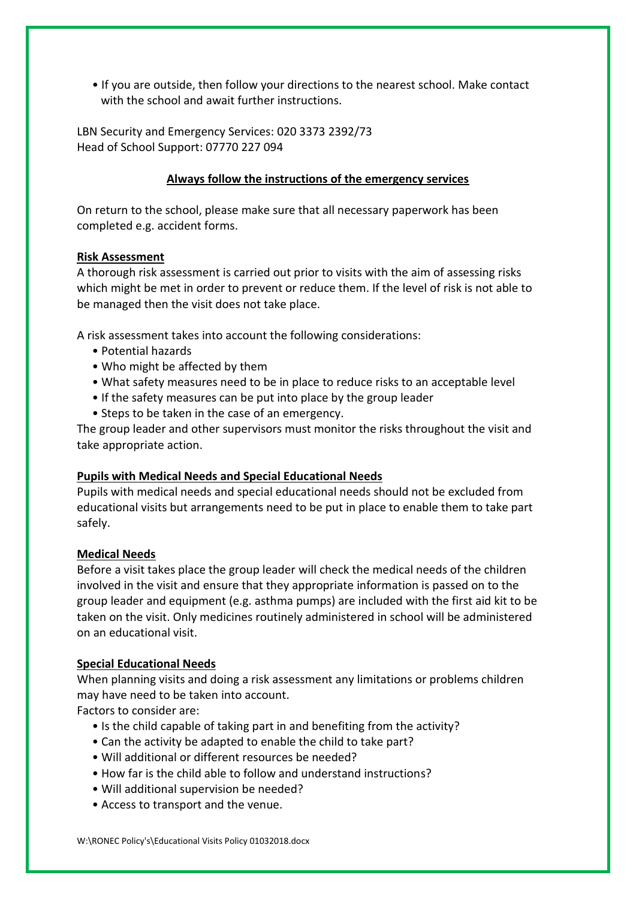- If you are outside, then follow your directions to the nearest school. Make contact with the school and await further instructions.

LBN Security and Emergency Services: 020 3373 2392/73
Head of School Support: 07770 227 094

**Always follow the instructions of the emergency services**

On return to the school, please make sure that all necessary paperwork has been completed e.g. accident forms.

**Risk Assessment**

A thorough risk assessment is carried out prior to visits with the aim of assessing risks which might be met in order to prevent or reduce them. If the level of risk is not able to be managed then the visit does not take place.

A risk assessment takes into account the following considerations:

- Potential hazards
- Who might be affected by them
- What safety measures need to be in place to reduce risks to an acceptable level
- If the safety measures can be put into place by the group leader
- Steps to be taken in the case of an emergency.

The group leader and other supervisors must monitor the risks throughout the visit and take appropriate action.

**Pupils with Medical Needs and Special Educational Needs**

Pupils with medical needs and special educational needs should not be excluded from educational visits but arrangements need to be put in place to enable them to take part safely.

**Medical Needs**

Before a visit takes place the group leader will check the medical needs of the children involved in the visit and ensure that they appropriate information is passed on to the group leader and equipment (e.g. asthma pumps) are included with the first aid kit to be taken on the visit. Only medicines routinely administered in school will be administered on an educational visit.

**Special Educational Needs**

When planning visits and doing a risk assessment any limitations or problems children may have need to be taken into account.
Factors to consider are:

- Is the child capable of taking part in and benefiting from the activity?
- Can the activity be adapted to enable the child to take part?
- Will additional or different resources be needed?
- How far is the child able to follow and understand instructions?
- Will additional supervision be needed?
- Access to transport and the venue.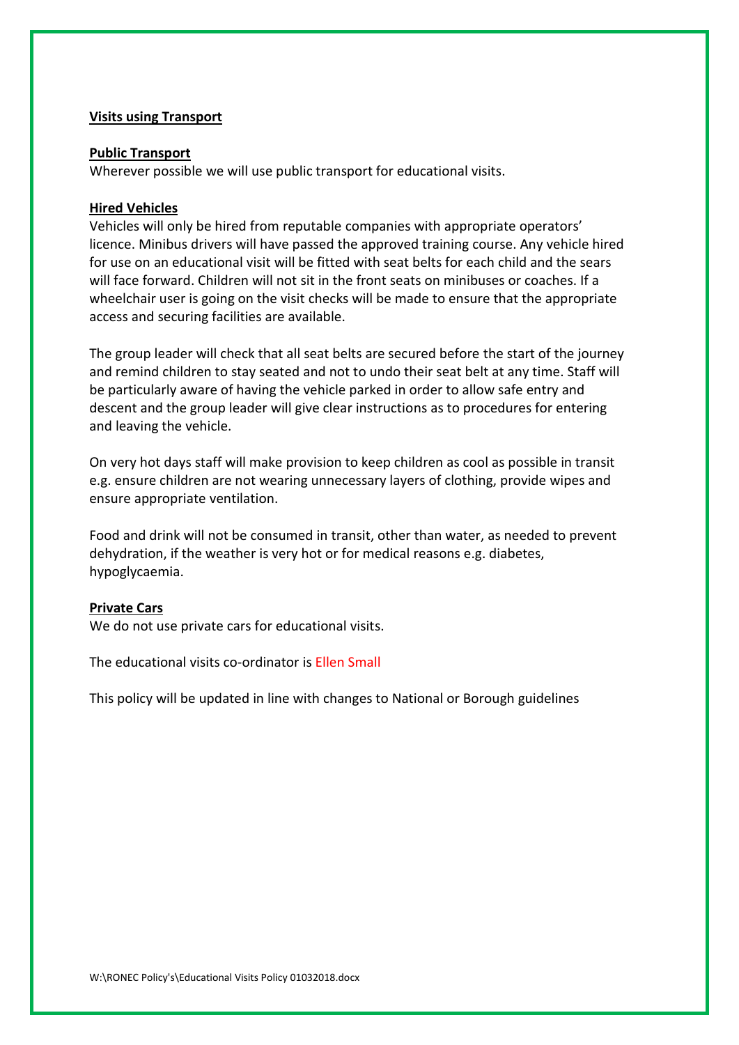## Visits using Transport

### Public Transport

Wherever possible we will use public transport for educational visits.

### Hired Vehicles

Vehicles will only be hired from reputable companies with appropriate operators' licence. Minibus drivers will have passed the approved training course. Any vehicle hired for use on an educational visit will be fitted with seat belts for each child and the sears will face forward. Children will not sit in the front seats on minibuses or coaches. If a wheelchair user is going on the visit checks will be made to ensure that the appropriate access and securing facilities are available.

The group leader will check that all seat belts are secured before the start of the journey and remind children to stay seated and not to undo their seat belt at any time. Staff will be particularly aware of having the vehicle parked in order to allow safe entry and descent and the group leader will give clear instructions as to procedures for entering and leaving the vehicle.

On very hot days staff will make provision to keep children as cool as possible in transit e.g. ensure children are not wearing unnecessary layers of clothing, provide wipes and ensure appropriate ventilation.

Food and drink will not be consumed in transit, other than water, as needed to prevent dehydration, if the weather is very hot or for medical reasons e.g. diabetes, hypoglycaemia.

### Private Cars

We do not use private cars for educational visits.

The educational visits co-ordinator is Ellen Small

This policy will be updated in line with changes to National or Borough guidelines